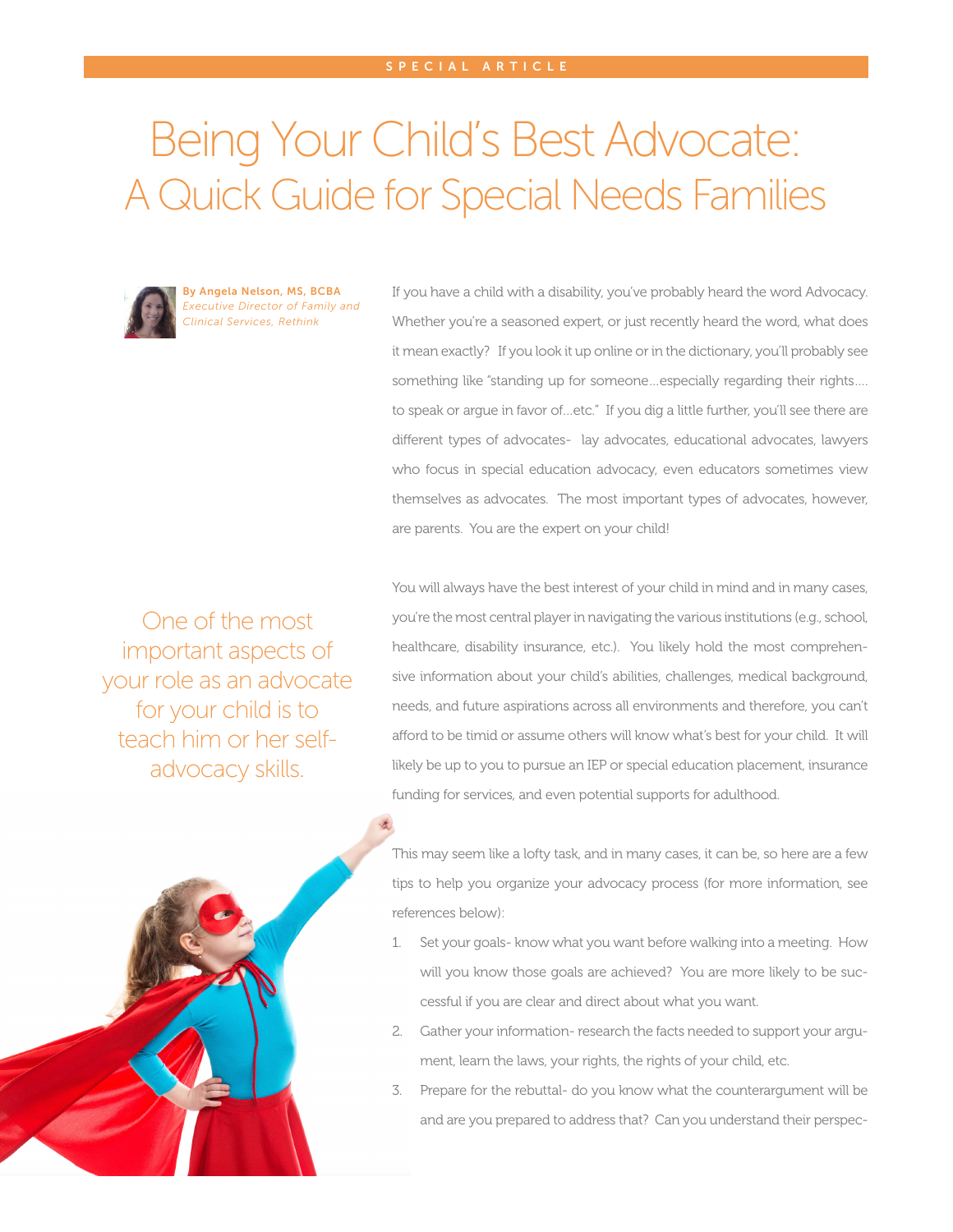SPECIAL ARTICLE

# Being Your Child's Best Advocate: A Quick Guide for Special Needs Families

**By Angela Nelson, MS, BCBA**
*Executive Director of Family and Clinical Services, Rethink*

If you have a child with a disability, you've probably heard the word Advocacy. Whether you're a seasoned expert, or just recently heard the word, what does it mean exactly? If you look it up online or in the dictionary, you'll probably see something like "standing up for someone…especially regarding their rights…. to speak or argue in favor of…etc." If you dig a little further, you'll see there are different types of advocates- lay advocates, educational advocates, lawyers who focus in special education advocacy, even educators sometimes view themselves as advocates. The most important types of advocates, however, are parents. You are the expert on your child!

> One of the most important aspects of your role as an advocate for your child is to teach him or her self-advocacy skills.

You will always have the best interest of your child in mind and in many cases, you're the most central player in navigating the various institutions (e.g., school, healthcare, disability insurance, etc.). You likely hold the most comprehensive information about your child's abilities, challenges, medical background, needs, and future aspirations across all environments and therefore, you can't afford to be timid or assume others will know what's best for your child. It will likely be up to you to pursue an IEP or special education placement, insurance funding for services, and even potential supports for adulthood.

This may seem like a lofty task, and in many cases, it can be, so here are a few tips to help you organize your advocacy process (for more information, see references below):

1. Set your goals- know what you want before walking into a meeting. How will you know those goals are achieved? You are more likely to be successful if you are clear and direct about what you want.
2. Gather your information- research the facts needed to support your argument, learn the laws, your rights, the rights of your child, etc.
3. Prepare for the rebuttal- do you know what the counterargument will be and are you prepared to address that? Can you understand their perspec-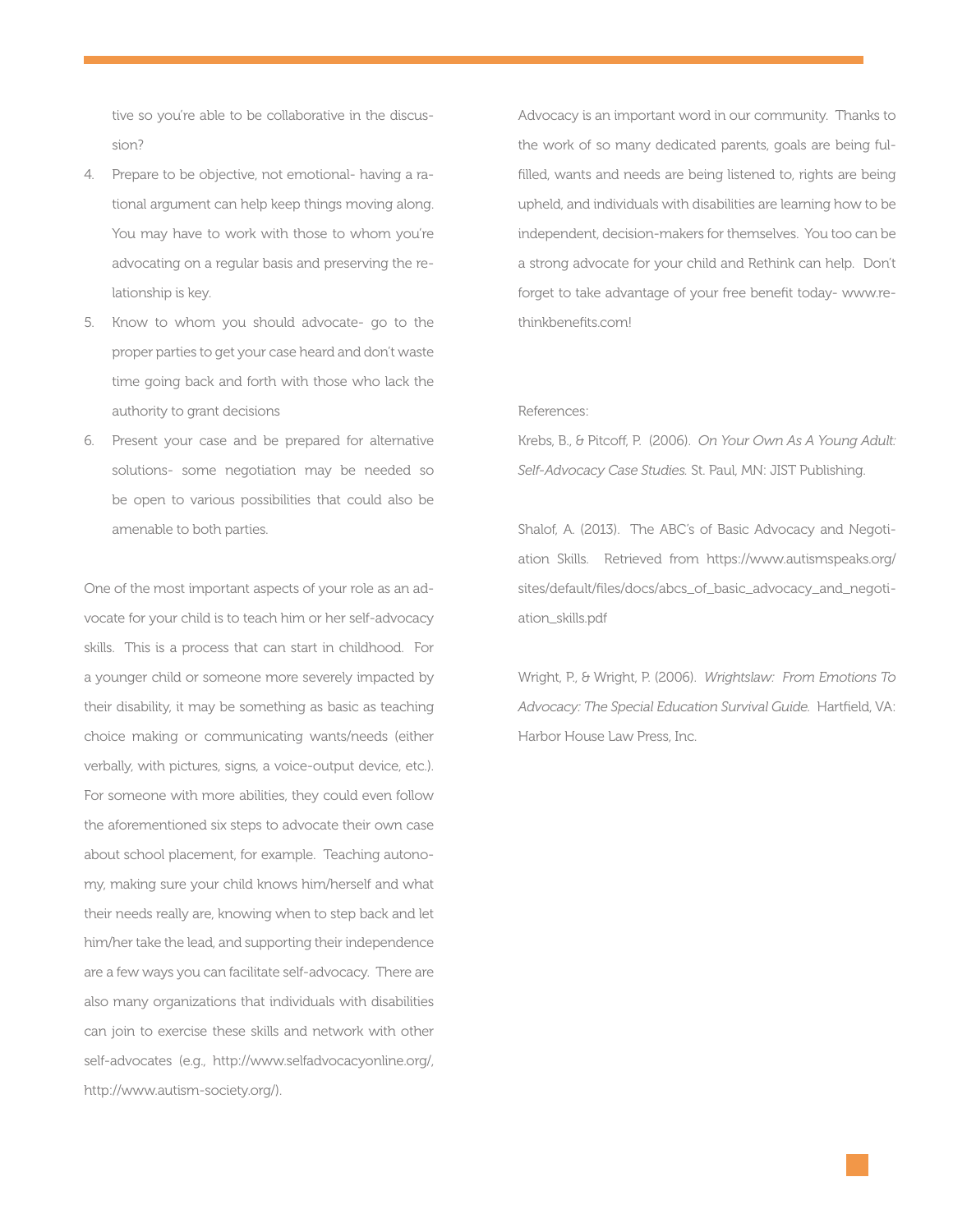tive so you're able to be collaborative in the discussion?

4. Prepare to be objective, not emotional- having a rational argument can help keep things moving along. You may have to work with those to whom you're advocating on a regular basis and preserving the relationship is key.
5. Know to whom you should advocate- go to the proper parties to get your case heard and don't waste time going back and forth with those who lack the authority to grant decisions
6. Present your case and be prepared for alternative solutions- some negotiation may be needed so be open to various possibilities that could also be amenable to both parties.

One of the most important aspects of your role as an advocate for your child is to teach him or her self-advocacy skills. This is a process that can start in childhood. For a younger child or someone more severely impacted by their disability, it may be something as basic as teaching choice making or communicating wants/needs (either verbally, with pictures, signs, a voice-output device, etc.). For someone with more abilities, they could even follow the aforementioned six steps to advocate their own case about school placement, for example. Teaching autonomy, making sure your child knows him/herself and what their needs really are, knowing when to step back and let him/her take the lead, and supporting their independence are a few ways you can facilitate self-advocacy. There are also many organizations that individuals with disabilities can join to exercise these skills and network with other self-advocates (e.g., http://www.selfadvocacyonline.org/, http://www.autism-society.org/).

Advocacy is an important word in our community. Thanks to the work of so many dedicated parents, goals are being fulfilled, wants and needs are being listened to, rights are being upheld, and individuals with disabilities are learning how to be independent, decision-makers for themselves. You too can be a strong advocate for your child and Rethink can help. Don't forget to take advantage of your free benefit today- www.rethinkbenefits.com!

References:

Krebs, B., & Pitcoff, P. (2006). *On Your Own As A Young Adult: Self-Advocacy Case Studies.* St. Paul, MN: JIST Publishing.

Shalof, A. (2013). The ABC's of Basic Advocacy and Negotiation Skills. Retrieved from https://www.autismspeaks.org/sites/default/files/docs/abcs_of_basic_advocacy_and_negotiation_skills.pdf

Wright, P., & Wright, P. (2006). *Wrightslaw: From Emotions To Advocacy: The Special Education Survival Guide.* Hartfield, VA: Harbor House Law Press, Inc.